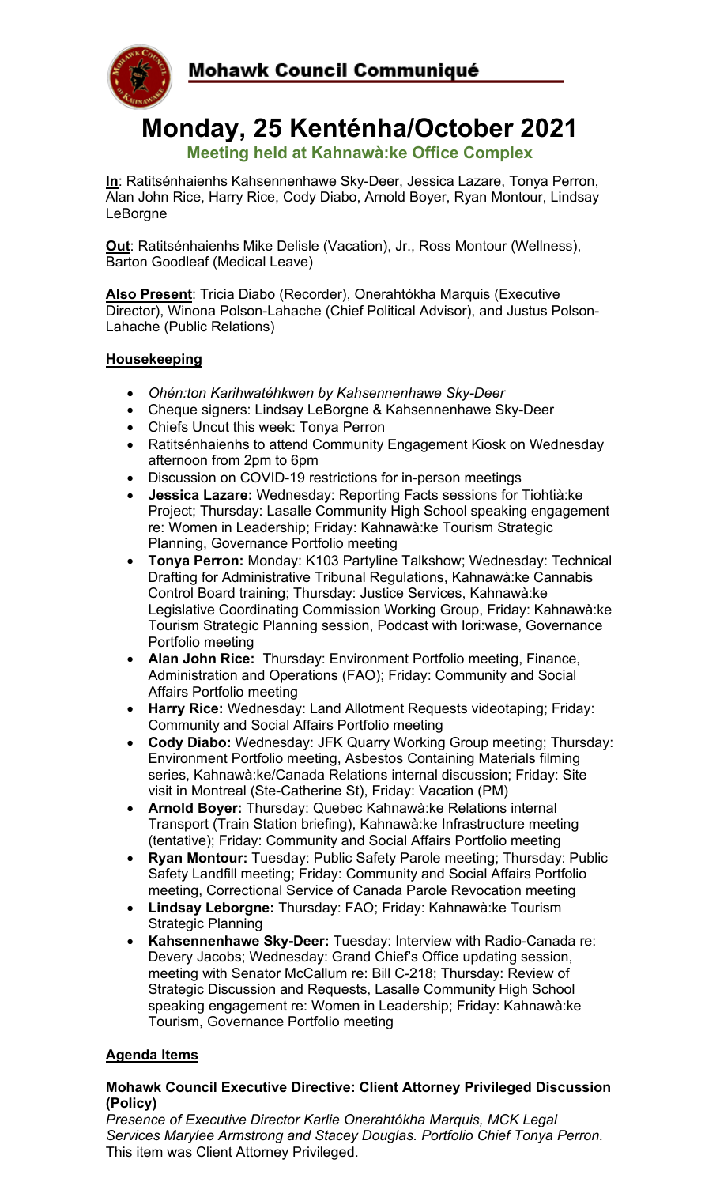# Mohawk Council Communiqué

# Monday, 25 Kenténha/October 2021

**Meeting held at Kahnawà:ke Office Complex**

**In**: Ratitsénhaienhs Kahsennenhawe Sky-Deer, Jessica Lazare, Tonya Perron, Alan John Rice, Harry Rice, Cody Diabo, Arnold Boyer, Ryan Montour, Lindsay LeBorgne

**Out**: Ratitsénhaienhs Mike Delisle (Vacation), Jr., Ross Montour (Wellness), Barton Goodleaf (Medical Leave)

**Also Present**: Tricia Diabo (Recorder), Onerahtókha Marquis (Executive Director), Winona Polson-Lahache (Chief Political Advisor), and Justus Polson-Lahache (Public Relations)

## Housekeeping

- *Ohén:ton Karihwatéhkwen by Kahsennenhawe Sky-Deer*
- Cheque signers: Lindsay LeBorgne & Kahsennenhawe Sky-Deer
- Chiefs Uncut this week: Tonya Perron
- Ratitsénhaienhs to attend Community Engagement Kiosk on Wednesday afternoon from 2pm to 6pm
- Discussion on COVID-19 restrictions for in-person meetings
- **Jessica Lazare:** Wednesday: Reporting Facts sessions for Tiohtià:ke Project; Thursday: Lasalle Community High School speaking engagement re: Women in Leadership; Friday: Kahnawà:ke Tourism Strategic Planning, Governance Portfolio meeting
- **Tonya Perron:** Monday: K103 Partyline Talkshow; Wednesday: Technical Drafting for Administrative Tribunal Regulations, Kahnawà:ke Cannabis Control Board training; Thursday: Justice Services, Kahnawà:ke Legislative Coordinating Commission Working Group, Friday: Kahnawà:ke Tourism Strategic Planning session, Podcast with Iori:wase, Governance Portfolio meeting
- **Alan John Rice:** Thursday: Environment Portfolio meeting, Finance, Administration and Operations (FAO); Friday: Community and Social Affairs Portfolio meeting
- **Harry Rice:** Wednesday: Land Allotment Requests videotaping; Friday: Community and Social Affairs Portfolio meeting
- **Cody Diabo:** Wednesday: JFK Quarry Working Group meeting; Thursday: Environment Portfolio meeting, Asbestos Containing Materials filming series, Kahnawà:ke/Canada Relations internal discussion; Friday: Site visit in Montreal (Ste-Catherine St), Friday: Vacation (PM)
- **Arnold Boyer:** Thursday: Quebec Kahnawà:ke Relations internal Transport (Train Station briefing), Kahnawà:ke Infrastructure meeting (tentative); Friday: Community and Social Affairs Portfolio meeting
- **Ryan Montour:** Tuesday: Public Safety Parole meeting; Thursday: Public Safety Landfill meeting; Friday: Community and Social Affairs Portfolio meeting, Correctional Service of Canada Parole Revocation meeting
- **Lindsay Leborgne:** Thursday: FAO; Friday: Kahnawà:ke Tourism Strategic Planning
- **Kahsennenhawe Sky-Deer:** Tuesday: Interview with Radio-Canada re: Devery Jacobs; Wednesday: Grand Chief's Office updating session, meeting with Senator McCallum re: Bill C-218; Thursday: Review of Strategic Discussion and Requests, Lasalle Community High School speaking engagement re: Women in Leadership; Friday: Kahnawà:ke Tourism, Governance Portfolio meeting

## Agenda Items

### Mohawk Council Executive Directive: Client Attorney Privileged Discussion (Policy)

*Presence of Executive Director Karlie Onerahtókha Marquis, MCK Legal Services Marylee Armstrong and Stacey Douglas. Portfolio Chief Tonya Perron.*
This item was Client Attorney Privileged.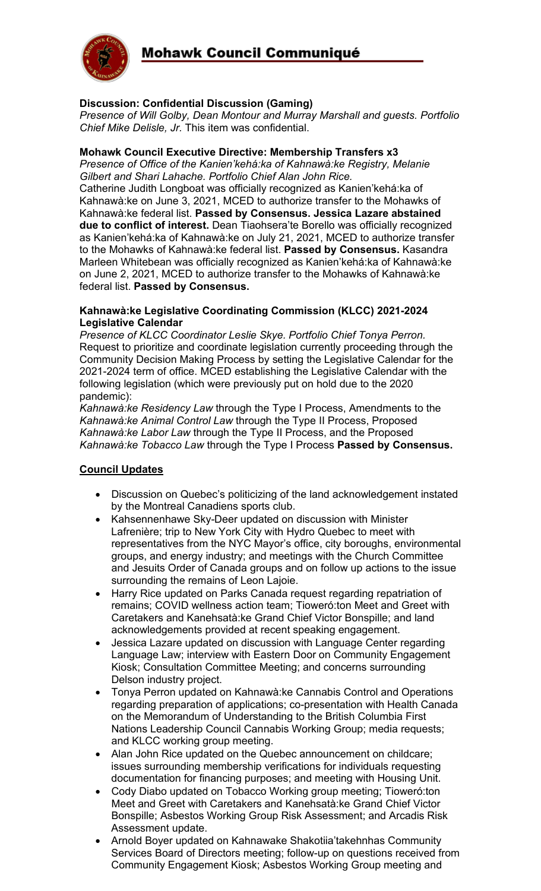**Discussion: Confidential Discussion (Gaming)**
*Presence of Will Golby, Dean Montour and Murray Marshall and guests. Portfolio Chief Mike Delisle, Jr.* This item was confidential.

**Mohawk Council Executive Directive: Membership Transfers x3**
*Presence of Office of the Kanien'kehá:ka of Kahnawà:ke Registry, Melanie Gilbert and Shari Lahache. Portfolio Chief Alan John Rice.*
Catherine Judith Longboat was officially recognized as Kanien'kehá:ka of Kahnawà:ke on June 3, 2021, MCED to authorize transfer to the Mohawks of Kahnawà:ke federal list. **Passed by Consensus. Jessica Lazare abstained due to conflict of interest.** Dean Tiaohsera'te Borello was officially recognized as Kanien'kehá:ka of Kahnawà:ke on July 21, 2021, MCED to authorize transfer to the Mohawks of Kahnawà:ke federal list. **Passed by Consensus.** Kasandra Marleen Whitebean was officially recognized as Kanien'kehá:ka of Kahnawà:ke on June 2, 2021, MCED to authorize transfer to the Mohawks of Kahnawà:ke federal list. **Passed by Consensus.**

**Kahnawà:ke Legislative Coordinating Commission (KLCC) 2021-2024 Legislative Calendar**
*Presence of KLCC Coordinator Leslie Skye. Portfolio Chief Tonya Perron.*
Request to prioritize and coordinate legislation currently proceeding through the Community Decision Making Process by setting the Legislative Calendar for the 2021-2024 term of office. MCED establishing the Legislative Calendar with the following legislation (which were previously put on hold due to the 2020 pandemic):
*Kahnawà:ke Residency Law* through the Type I Process, Amendments to the *Kahnawà:ke Animal Control Law* through the Type II Process, Proposed *Kahnawà:ke Labor Law* through the Type II Process, and the Proposed *Kahnawà:ke Tobacco Law* through the Type I Process **Passed by Consensus.**

**Council Updates**

- Discussion on Quebec's politicizing of the land acknowledgement instated by the Montreal Canadiens sports club.
- Kahsennenhawe Sky-Deer updated on discussion with Minister Lafrenière; trip to New York City with Hydro Quebec to meet with representatives from the NYC Mayor's office, city boroughs, environmental groups, and energy industry; and meetings with the Church Committee and Jesuits Order of Canada groups and on follow up actions to the issue surrounding the remains of Leon Lajoie.
- Harry Rice updated on Parks Canada request regarding repatriation of remains; COVID wellness action team; Tioweró:ton Meet and Greet with Caretakers and Kanehsatà:ke Grand Chief Victor Bonspille; and land acknowledgements provided at recent speaking engagement.
- Jessica Lazare updated on discussion with Language Center regarding Language Law; interview with Eastern Door on Community Engagement Kiosk; Consultation Committee Meeting; and concerns surrounding Delson industry project.
- Tonya Perron updated on Kahnawà:ke Cannabis Control and Operations regarding preparation of applications; co-presentation with Health Canada on the Memorandum of Understanding to the British Columbia First Nations Leadership Council Cannabis Working Group; media requests; and KLCC working group meeting.
- Alan John Rice updated on the Quebec announcement on childcare; issues surrounding membership verifications for individuals requesting documentation for financing purposes; and meeting with Housing Unit.
- Cody Diabo updated on Tobacco Working group meeting; Tioweró:ton Meet and Greet with Caretakers and Kanehsatà:ke Grand Chief Victor Bonspille; Asbestos Working Group Risk Assessment; and Arcadis Risk Assessment update.
- Arnold Boyer updated on Kahnawake Shakotiia'takehnhas Community Services Board of Directors meeting; follow-up on questions received from Community Engagement Kiosk; Asbestos Working Group meeting and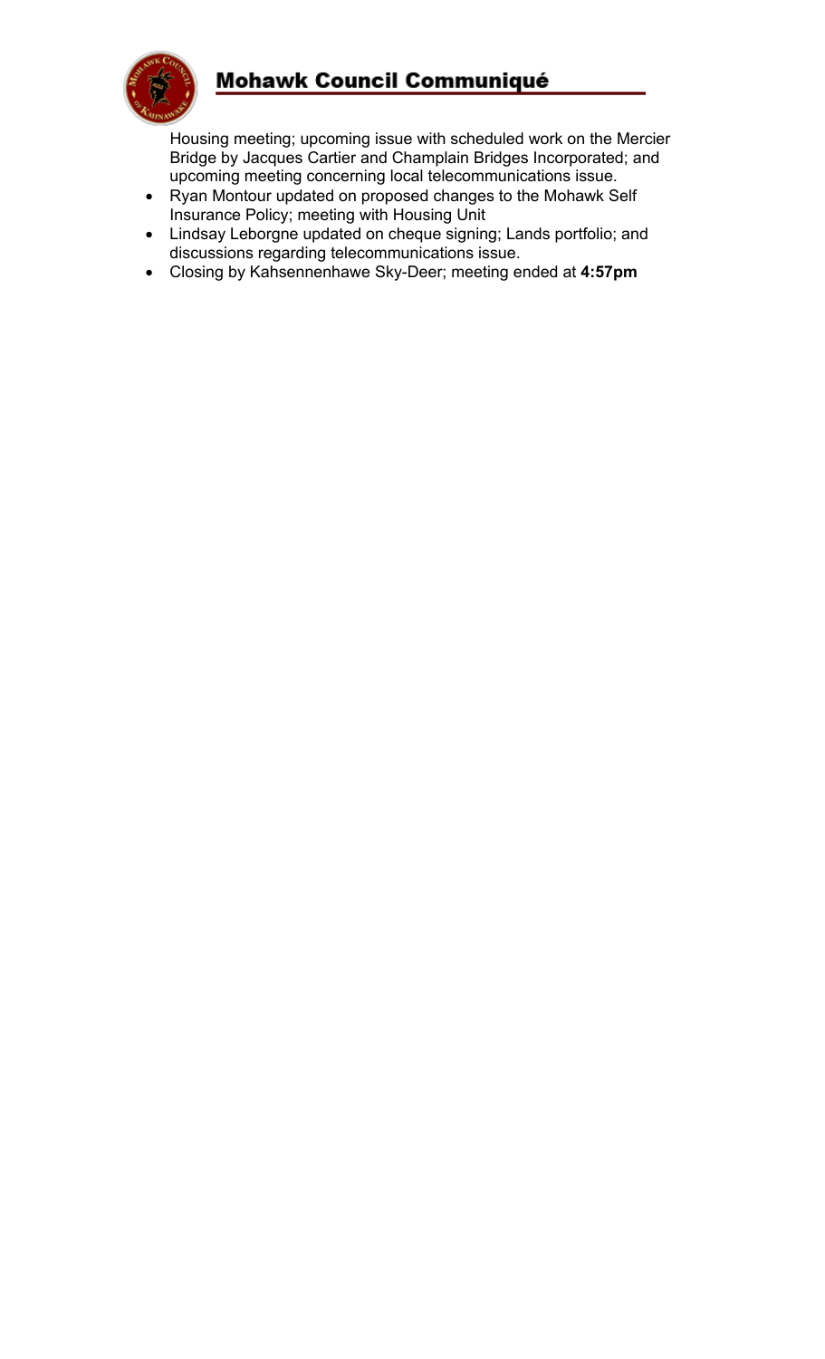Housing meeting; upcoming issue with scheduled work on the Mercier Bridge by Jacques Cartier and Champlain Bridges Incorporated; and upcoming meeting concerning local telecommunications issue.

- Ryan Montour updated on proposed changes to the Mohawk Self Insurance Policy; meeting with Housing Unit
- Lindsay Leborgne updated on cheque signing; Lands portfolio; and discussions regarding telecommunications issue.
- Closing by Kahsennenhawe Sky-Deer; meeting ended at **4:57pm**